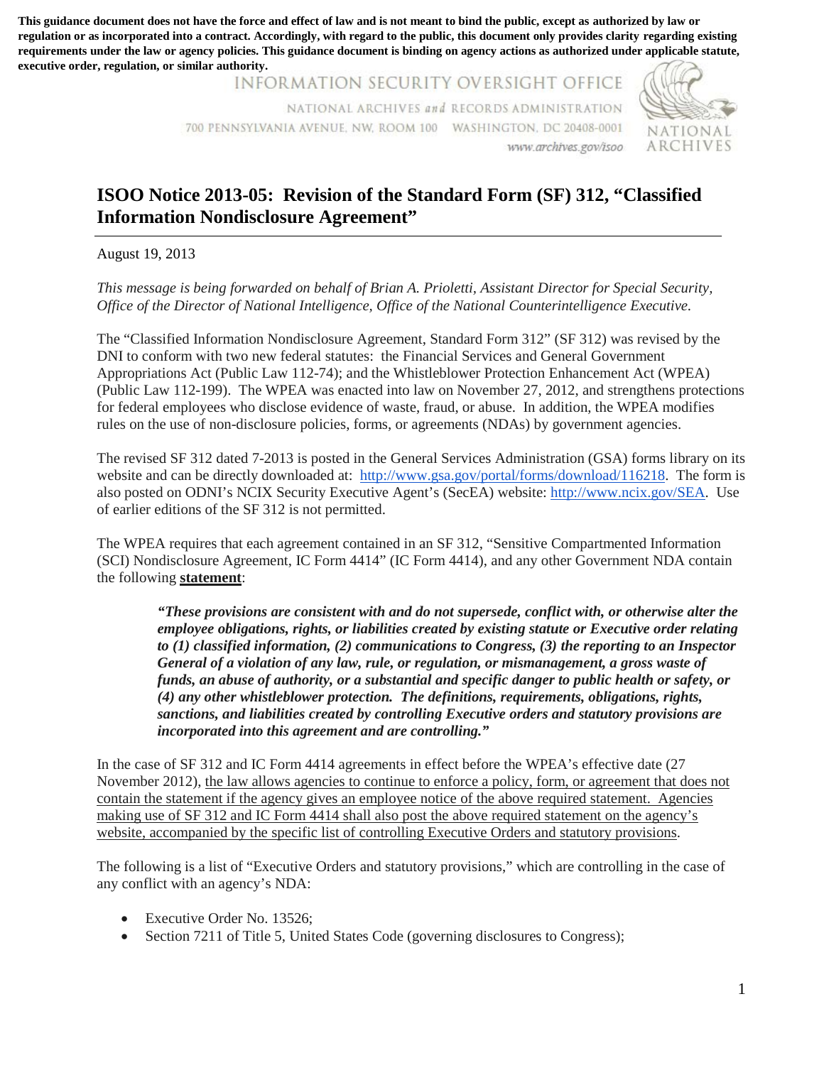**This guidance document does not have the force and effect of law and is not meant to bind the public, except as authorized by law or regulation or as incorporated into a contract. Accordingly, with regard to the public, this document only provides clarity regarding existing requirements under the law or agency policies. This guidance document is binding on agency actions as authorized under applicable statute, executive order, regulation, or similar authority.**

INFORMATION SECURITY OVERSIGHT OFFICE
NATIONAL ARCHIVES *and* RECORDS ADMINISTRATION
700 PENNSYLVANIA AVENUE, NW, ROOM 100 WASHINGTON, DC 20408-0001
www.archives.gov/isoo

NATIONAL ARCHIVES

# ISOO Notice 2013-05: Revision of the Standard Form (SF) 312, "Classified Information Nondisclosure Agreement"

August 19, 2013

*This message is being forwarded on behalf of Brian A. Prioletti, Assistant Director for Special Security, Office of the Director of National Intelligence, Office of the National Counterintelligence Executive.*

The "Classified Information Nondisclosure Agreement, Standard Form 312" (SF 312) was revised by the DNI to conform with two new federal statutes: the Financial Services and General Government Appropriations Act (Public Law 112-74); and the Whistleblower Protection Enhancement Act (WPEA) (Public Law 112-199). The WPEA was enacted into law on November 27, 2012, and strengthens protections for federal employees who disclose evidence of waste, fraud, or abuse. In addition, the WPEA modifies rules on the use of non-disclosure policies, forms, or agreements (NDAs) by government agencies.

The revised SF 312 dated 7-2013 is posted in the General Services Administration (GSA) forms library on its website and can be directly downloaded at: http://www.gsa.gov/portal/forms/download/116218. The form is also posted on ODNI's NCIX Security Executive Agent's (SecEA) website: http://www.ncix.gov/SEA. Use of earlier editions of the SF 312 is not permitted.

The WPEA requires that each agreement contained in an SF 312, "Sensitive Compartmented Information (SCI) Nondisclosure Agreement, IC Form 4414" (IC Form 4414), and any other Government NDA contain the following **statement**:

> ***"These provisions are consistent with and do not supersede, conflict with, or otherwise alter the employee obligations, rights, or liabilities created by existing statute or Executive order relating to (1) classified information, (2) communications to Congress, (3) the reporting to an Inspector General of a violation of any law, rule, or regulation, or mismanagement, a gross waste of funds, an abuse of authority, or a substantial and specific danger to public health or safety, or (4) any other whistleblower protection. The definitions, requirements, obligations, rights, sanctions, and liabilities created by controlling Executive orders and statutory provisions are incorporated into this agreement and are controlling."***

In the case of SF 312 and IC Form 4414 agreements in effect before the WPEA's effective date (27 November 2012), the law allows agencies to continue to enforce a policy, form, or agreement that does not contain the statement if the agency gives an employee notice of the above required statement. Agencies making use of SF 312 and IC Form 4414 shall also post the above required statement on the agency's website, accompanied by the specific list of controlling Executive Orders and statutory provisions.

The following is a list of "Executive Orders and statutory provisions," which are controlling in the case of any conflict with an agency's NDA:

- Executive Order No. 13526;
- Section 7211 of Title 5, United States Code (governing disclosures to Congress);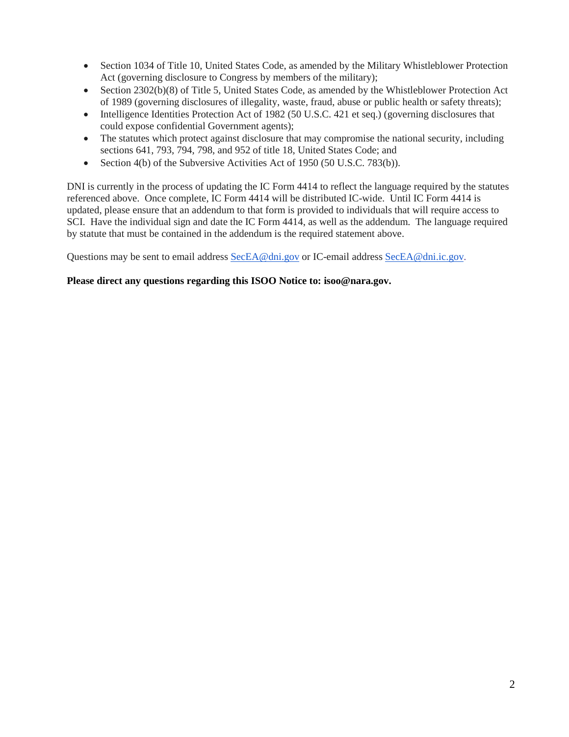- Section 1034 of Title 10, United States Code, as amended by the Military Whistleblower Protection Act (governing disclosure to Congress by members of the military);
- Section 2302(b)(8) of Title 5, United States Code, as amended by the Whistleblower Protection Act of 1989 (governing disclosures of illegality, waste, fraud, abuse or public health or safety threats);
- Intelligence Identities Protection Act of 1982 (50 U.S.C. 421 et seq.) (governing disclosures that could expose confidential Government agents);
- The statutes which protect against disclosure that may compromise the national security, including sections 641, 793, 794, 798, and 952 of title 18, United States Code; and
- Section 4(b) of the Subversive Activities Act of 1950 (50 U.S.C. 783(b)).

DNI is currently in the process of updating the IC Form 4414 to reflect the language required by the statutes referenced above. Once complete, IC Form 4414 will be distributed IC-wide. Until IC Form 4414 is updated, please ensure that an addendum to that form is provided to individuals that will require access to SCI. Have the individual sign and date the IC Form 4414, as well as the addendum. The language required by statute that must be contained in the addendum is the required statement above.

Questions may be sent to email address SecEA@dni.gov or IC-email address SecEA@dni.ic.gov.

**Please direct any questions regarding this ISOO Notice to: isoo@nara.gov.**